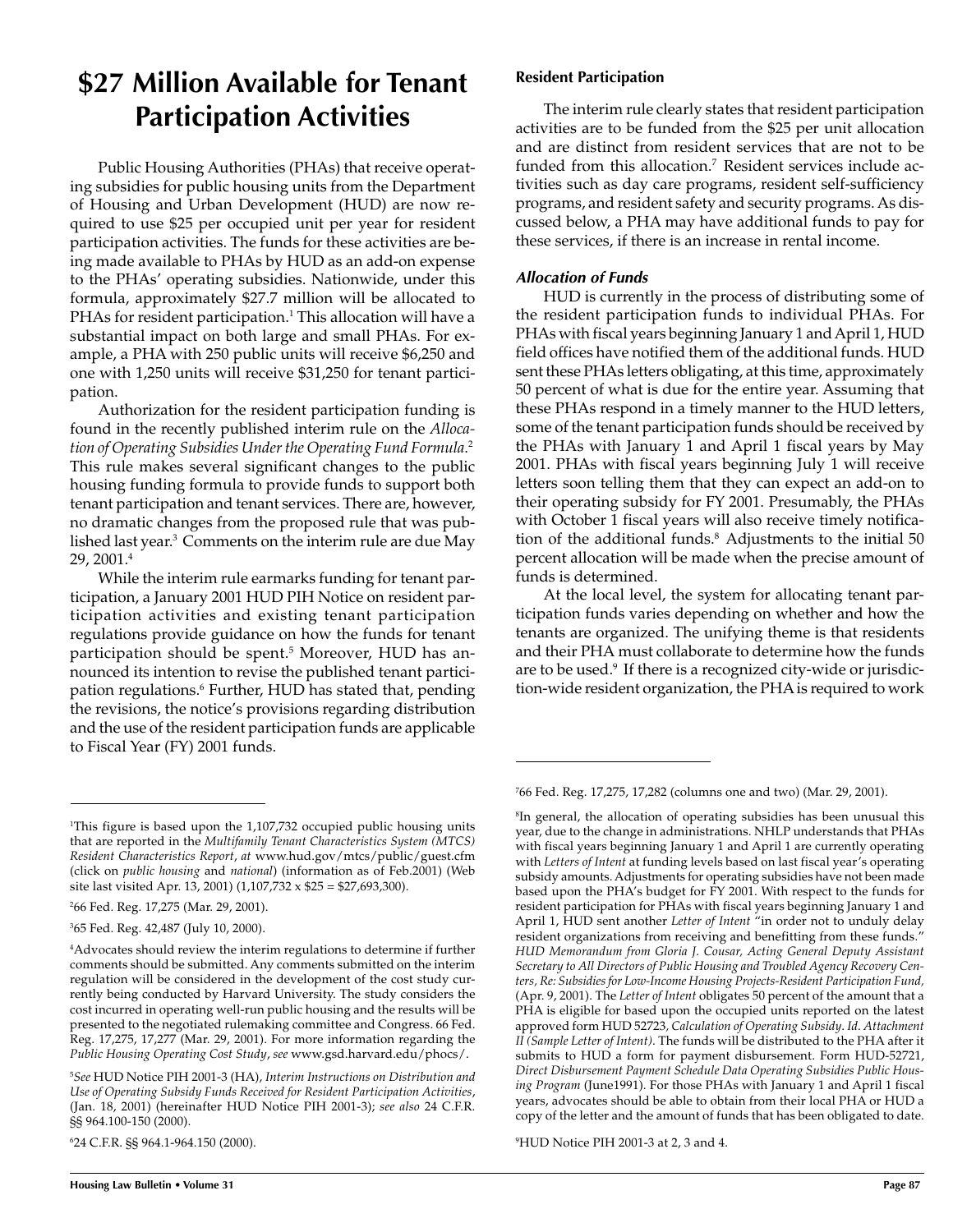# $27 Million Available for Tenant Participation Activities

Public Housing Authorities (PHAs) that receive operating subsidies for public housing units from the Department of Housing and Urban Development (HUD) are now required to use $25 per occupied unit per year for resident participation activities. The funds for these activities are being made available to PHAs by HUD as an add-on expense to the PHAs' operating subsidies. Nationwide, under this formula, approximately $27.7 million will be allocated to PHAs for resident participation.[1] This allocation will have a substantial impact on both large and small PHAs. For example, a PHA with 250 public units will receive $6,250 and one with 1,250 units will receive $31,250 for tenant participation.

Authorization for the resident participation funding is found in the recently published interim rule on the *Allocation of Operating Subsidies Under the Operating Fund Formula*.[2] This rule makes several significant changes to the public housing funding formula to provide funds to support both tenant participation and tenant services. There are, however, no dramatic changes from the proposed rule that was published last year.[3] Comments on the interim rule are due May 29, 2001.[4]

While the interim rule earmarks funding for tenant participation, a January 2001 HUD PIH Notice on resident participation activities and existing tenant participation regulations provide guidance on how the funds for tenant participation should be spent.[5] Moreover, HUD has announced its intention to revise the published tenant participation regulations.[6] Further, HUD has stated that, pending the revisions, the notice's provisions regarding distribution and the use of the resident participation funds are applicable to Fiscal Year (FY) 2001 funds.

### Resident Participation

The interim rule clearly states that resident participation activities are to be funded from the $25 per unit allocation and are distinct from resident services that are not to be funded from this allocation.[7] Resident services include activities such as day care programs, resident self-sufficiency programs, and resident safety and security programs. As discussed below, a PHA may have additional funds to pay for these services, if there is an increase in rental income.

#### *Allocation of Funds*

HUD is currently in the process of distributing some of the resident participation funds to individual PHAs. For PHAs with fiscal years beginning January 1 and April 1, HUD field offices have notified them of the additional funds. HUD sent these PHAs letters obligating, at this time, approximately 50 percent of what is due for the entire year. Assuming that these PHAs respond in a timely manner to the HUD letters, some of the tenant participation funds should be received by the PHAs with January 1 and April 1 fiscal years by May 2001. PHAs with fiscal years beginning July 1 will receive letters soon telling them that they can expect an add-on to their operating subsidy for FY 2001. Presumably, the PHAs with October 1 fiscal years will also receive timely notification of the additional funds.[8] Adjustments to the initial 50 percent allocation will be made when the precise amount of funds is determined.

At the local level, the system for allocating tenant participation funds varies depending on whether and how the tenants are organized. The unifying theme is that residents and their PHA must collaborate to determine how the funds are to be used.[9] If there is a recognized city-wide or jurisdiction-wide resident organization, the PHA is required to work

---

[1] This figure is based upon the 1,107,732 occupied public housing units that are reported in the *Multifamily Tenant Characteristics System (MTCS) Resident Characteristics Report*, *at* www.hud.gov/mtcs/public/guest.cfm (click on *public housing* and *national*) (information as of Feb.2001) (Web site last visited Apr. 13, 2001) (1,107,732 x $25 = $27,693,300).

[2] 66 Fed. Reg. 17,275 (Mar. 29, 2001).

[3] 65 Fed. Reg. 42,487 (July 10, 2000).

[4] Advocates should review the interim regulations to determine if further comments should be submitted. Any comments submitted on the interim regulation will be considered in the development of the cost study currently being conducted by Harvard University. The study considers the cost incurred in operating well-run public housing and the results will be presented to the negotiated rulemaking committee and Congress. 66 Fed. Reg. 17,275, 17,277 (Mar. 29, 2001). For more information regarding the *Public Housing Operating Cost Study*, *see* www.gsd.harvard.edu/phocs/.

[5] *See* HUD Notice PIH 2001-3 (HA), *Interim Instructions on Distribution and Use of Operating Subsidy Funds Received for Resident Participation Activities*, (Jan. 18, 2001) (hereinafter HUD Notice PIH 2001-3); *see also* 24 C.F.R. §§ 964.100-150 (2000).

[6] 24 C.F.R. §§ 964.1-964.150 (2000).

[7] 66 Fed. Reg. 17,275, 17,282 (columns one and two) (Mar. 29, 2001).

[8] In general, the allocation of operating subsidies has been unusual this year, due to the change in administrations. NHLP understands that PHAs with fiscal years beginning January 1 and April 1 are currently operating with *Letters of Intent* at funding levels based on last fiscal year's operating subsidy amounts. Adjustments for operating subsidies have not been made based upon the PHA's budget for FY 2001. With respect to the funds for resident participation for PHAs with fiscal years beginning January 1 and April 1, HUD sent another *Letter of Intent* "in order not to unduly delay resident organizations from receiving and benefitting from these funds." *HUD Memorandum from Gloria J. Cousar, Acting General Deputy Assistant Secretary to All Directors of Public Housing and Troubled Agency Recovery Centers, Re: Subsidies for Low-Income Housing Projects-Resident Participation Fund,* (Apr. 9, 2001). The *Letter of Intent* obligates 50 percent of the amount that a PHA is eligible for based upon the occupied units reported on the latest approved form HUD 52723, *Calculation of Operating Subsidy*. *Id*. *Attachment II (Sample Letter of Intent)*. The funds will be distributed to the PHA after it submits to HUD a form for payment disbursement. Form HUD-52721, *Direct Disbursement Payment Schedule Data Operating Subsidies Public Housing Program* (June1991). For those PHAs with January 1 and April 1 fiscal years, advocates should be able to obtain from their local PHA or HUD a copy of the letter and the amount of funds that has been obligated to date.

[9] HUD Notice PIH 2001-3 at 2, 3 and 4.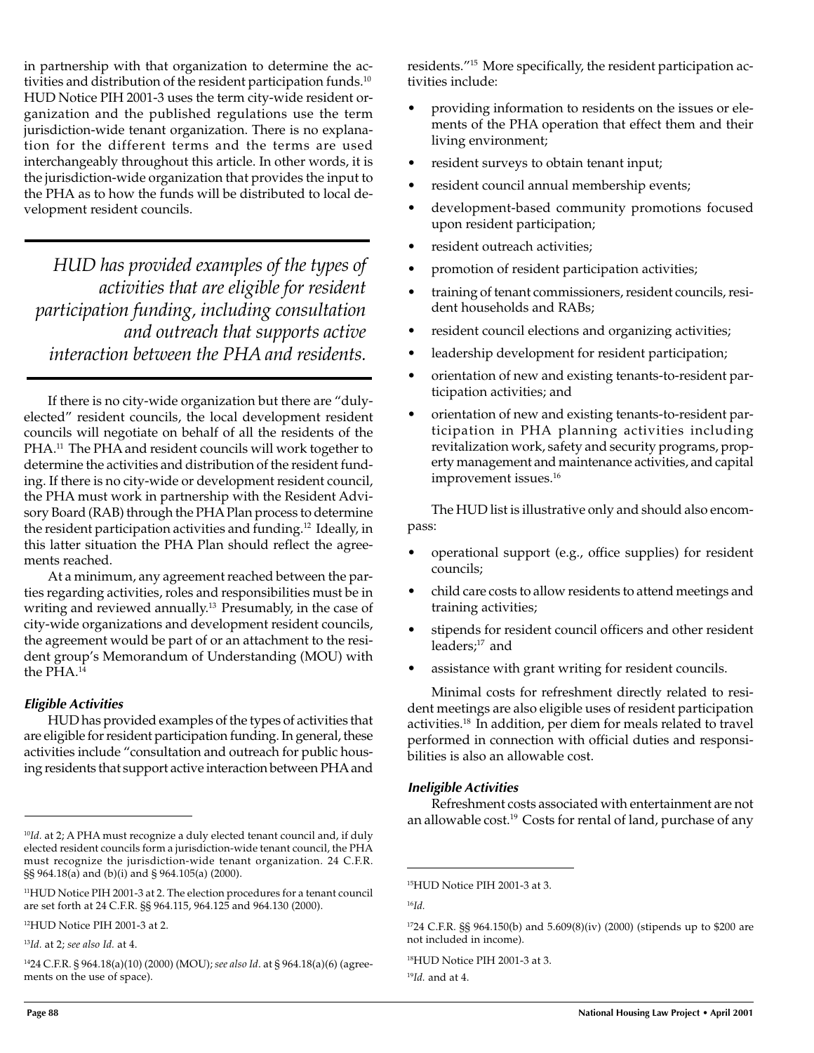in partnership with that organization to determine the activities and distribution of the resident participation funds.[10] HUD Notice PIH 2001-3 uses the term city-wide resident organization and the published regulations use the term jurisdiction-wide tenant organization. There is no explanation for the different terms and the terms are used interchangeably throughout this article. In other words, it is the jurisdiction-wide organization that provides the input to the PHA as to how the funds will be distributed to local development resident councils.

> *HUD has provided examples of the types of activities that are eligible for resident participation funding, including consultation and outreach that supports active interaction between the PHA and residents.*

If there is no city-wide organization but there are "duly-elected" resident councils, the local development resident councils will negotiate on behalf of all the residents of the PHA.[11] The PHA and resident councils will work together to determine the activities and distribution of the resident funding. If there is no city-wide or development resident council, the PHA must work in partnership with the Resident Advisory Board (RAB) through the PHA Plan process to determine the resident participation activities and funding.[12] Ideally, in this latter situation the PHA Plan should reflect the agreements reached.

At a minimum, any agreement reached between the parties regarding activities, roles and responsibilities must be in writing and reviewed annually.[13] Presumably, in the case of city-wide organizations and development resident councils, the agreement would be part of or an attachment to the resident group's Memorandum of Understanding (MOU) with the PHA.[14]

### *Eligible Activities*

HUD has provided examples of the types of activities that are eligible for resident participation funding. In general, these activities include "consultation and outreach for public housing residents that support active interaction between PHA and residents."[15] More specifically, the resident participation activities include:

- providing information to residents on the issues or elements of the PHA operation that effect them and their living environment;
- resident surveys to obtain tenant input;
- resident council annual membership events;
- development-based community promotions focused upon resident participation;
- resident outreach activities;
- promotion of resident participation activities;
- training of tenant commissioners, resident councils, resident households and RABs;
- resident council elections and organizing activities;
- leadership development for resident participation;
- orientation of new and existing tenants-to-resident participation activities; and
- orientation of new and existing tenants-to-resident participation in PHA planning activities including revitalization work, safety and security programs, property management and maintenance activities, and capital improvement issues.[16]

The HUD list is illustrative only and should also encompass:

- operational support (e.g., office supplies) for resident councils;
- child care costs to allow residents to attend meetings and training activities;
- stipends for resident council officers and other resident leaders;[17] and
- assistance with grant writing for resident councils.

Minimal costs for refreshment directly related to resident meetings are also eligible uses of resident participation activities.[18] In addition, per diem for meals related to travel performed in connection with official duties and responsibilities is also an allowable cost.

### *Ineligible Activities*

Refreshment costs associated with entertainment are not an allowable cost.[19] Costs for rental of land, purchase of any

---

[10] *Id.* at 2; A PHA must recognize a duly elected tenant council and, if duly elected resident councils form a jurisdiction-wide tenant council, the PHA must recognize the jurisdiction-wide tenant organization. 24 C.F.R. §§ 964.18(a) and (b)(i) and § 964.105(a) (2000).

[11] HUD Notice PIH 2001-3 at 2. The election procedures for a tenant council are set forth at 24 C.F.R. §§ 964.115, 964.125 and 964.130 (2000).

[12] HUD Notice PIH 2001-3 at 2.

[13] *Id.* at 2; *see also Id.* at 4.

[14] 24 C.F.R. § 964.18(a)(10) (2000) (MOU); *see also Id*. at § 964.18(a)(6) (agreements on the use of space).

[15] HUD Notice PIH 2001-3 at 3.

[16] *Id.*

[17] 24 C.F.R. §§ 964.150(b) and 5.609(8)(iv) (2000) (stipends up to $200 are not included in income).

[18] HUD Notice PIH 2001-3 at 3.

[19] *Id.* and at 4.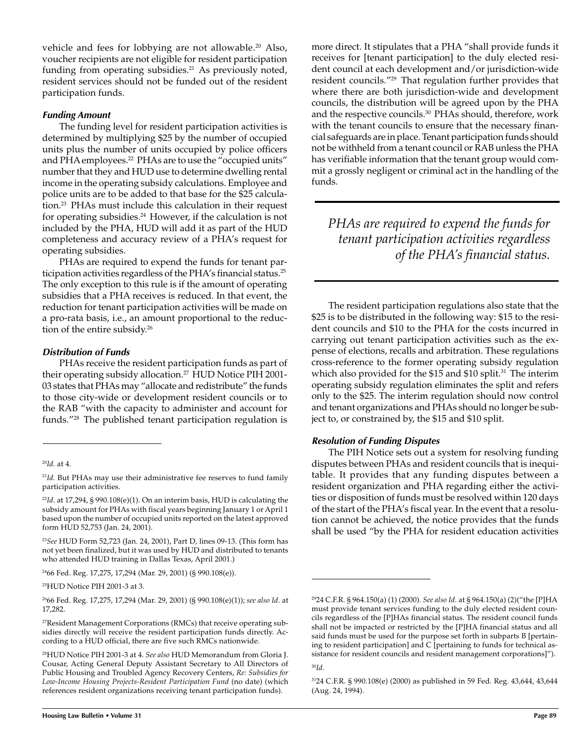vehicle and fees for lobbying are not allowable.[20] Also, voucher recipients are not eligible for resident participation funding from operating subsidies.[21] As previously noted, resident services should not be funded out of the resident participation funds.

### *Funding Amount*

The funding level for resident participation activities is determined by multiplying $25 by the number of occupied units plus the number of units occupied by police officers and PHA employees.[22] PHAs are to use the "occupied units" number that they and HUD use to determine dwelling rental income in the operating subsidy calculations. Employee and police units are to be added to that base for the $25 calculation.[23] PHAs must include this calculation in their request for operating subsidies.[24] However, if the calculation is not included by the PHA, HUD will add it as part of the HUD completeness and accuracy review of a PHA's request for operating subsidies.

PHAs are required to expend the funds for tenant participation activities regardless of the PHA's financial status.[25] The only exception to this rule is if the amount of operating subsidies that a PHA receives is reduced. In that event, the reduction for tenant participation activities will be made on a pro-rata basis, i.e., an amount proportional to the reduction of the entire subsidy.[26]

### *Distribution of Funds*

PHAs receive the resident participation funds as part of their operating subsidy allocation.[27] HUD Notice PIH 2001-03 states that PHAs may "allocate and redistribute" the funds to those city-wide or development resident councils or to the RAB "with the capacity to administer and account for funds."[28] The published tenant participation regulation is more direct. It stipulates that a PHA "shall provide funds it receives for [tenant participation] to the duly elected resident council at each development and/or jurisdiction-wide resident councils."[29] That regulation further provides that where there are both jurisdiction-wide and development councils, the distribution will be agreed upon by the PHA and the respective councils.[30] PHAs should, therefore, work with the tenant councils to ensure that the necessary financial safeguards are in place. Tenant participation funds should not be withheld from a tenant council or RAB unless the PHA has verifiable information that the tenant group would commit a grossly negligent or criminal act in the handling of the funds.

> *PHAs are required to expend the funds for tenant participation activities regardless of the PHA's financial status.*

The resident participation regulations also state that the $25 is to be distributed in the following way: $15 to the resident councils and $10 to the PHA for the costs incurred in carrying out tenant participation activities such as the expense of elections, recalls and arbitration. These regulations cross-reference to the former operating subsidy regulation which also provided for the $15 and $10 split.[31] The interim operating subsidy regulation eliminates the split and refers only to the $25. The interim regulation should now control and tenant organizations and PHAs should no longer be subject to, or constrained by, the $15 and $10 split.

### *Resolution of Funding Disputes*

The PIH Notice sets out a system for resolving funding disputes between PHAs and resident councils that is inequitable. It provides that any funding disputes between a resident organization and PHA regarding either the activities or disposition of funds must be resolved within 120 days of the start of the PHA's fiscal year. In the event that a resolution cannot be achieved, the notice provides that the funds shall be used "by the PHA for resident education activities

---

[20] *Id.* at 4.

[21] *Id.* But PHAs may use their administrative fee reserves to fund family participation activities.

[22] *Id*. at 17,294, § 990.108(e)(1). On an interim basis, HUD is calculating the subsidy amount for PHAs with fiscal years beginning January 1 or April 1 based upon the number of occupied units reported on the latest approved form HUD 52,753 (Jan. 24, 2001).

[23] *See* HUD Form 52,723 (Jan. 24, 2001), Part D, lines 09-13. (This form has not yet been finalized, but it was used by HUD and distributed to tenants who attended HUD training in Dallas Texas, April 2001.)

[24] 66 Fed. Reg. 17,275, 17,294 (Mar. 29, 2001) (§ 990.108(e)).

[25] HUD Notice PIH 2001-3 at 3.

[26] 66 Fed. Reg. 17,275, 17,294 (Mar. 29, 2001) (§ 990.108(e)(1)); *see also Id*. at 17,282.

[27] Resident Management Corporations (RMCs) that receive operating subsidies directly will receive the resident participation funds directly. According to a HUD official, there are five such RMCs nationwide.

[28] HUD Notice PIH 2001-3 at 4. *See also* HUD Memorandum from Gloria J. Cousar, Acting General Deputy Assistant Secretary to All Directors of Public Housing and Troubled Agency Recovery Centers, *Re: Subsidies for Low-Income Housing Projects-Resident Participation Fund* (no date) (which references resident organizations receiving tenant participation funds).

[29] 24 C.F.R. § 964.150(a) (1) (2000). *See also Id*. at § 964.150(a) (2)("the [P]HA must provide tenant services funding to the duly elected resident councils regardless of the [P]HAs financial status. The resident council funds shall not be impacted or restricted by the [P]HA financial status and all said funds must be used for the purpose set forth in subparts B [pertaining to resident participation] and C [pertaining to funds for technical assistance for resident councils and resident management corporations]").

[30] *Id.*

[31] 24 C.F.R. § 990.108(e) (2000) as published in 59 Fed. Reg. 43,644, 43,644 (Aug. 24, 1994).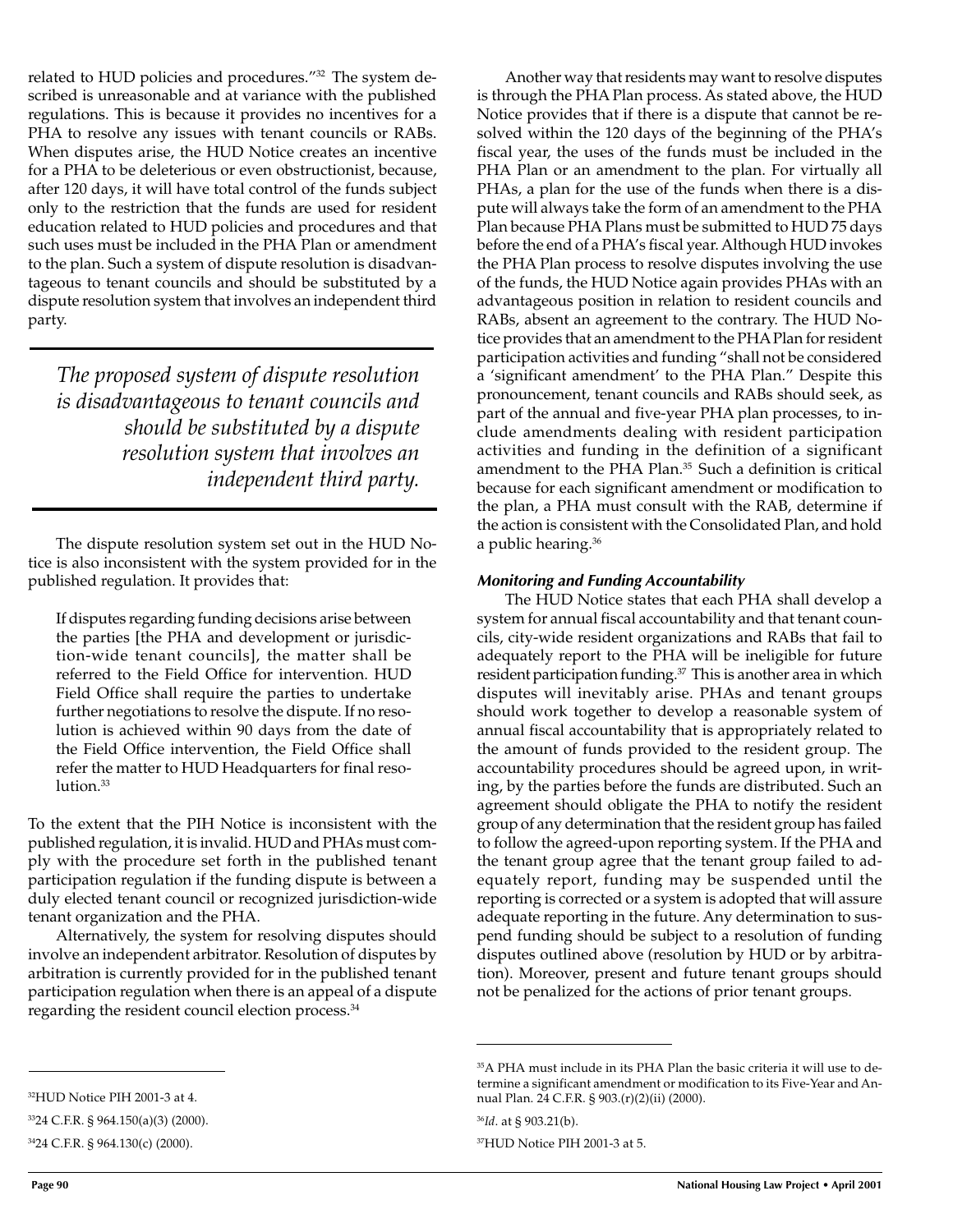related to HUD policies and procedures."[32] The system described is unreasonable and at variance with the published regulations. This is because it provides no incentives for a PHA to resolve any issues with tenant councils or RABs. When disputes arise, the HUD Notice creates an incentive for a PHA to be deleterious or even obstructionist, because, after 120 days, it will have total control of the funds subject only to the restriction that the funds are used for resident education related to HUD policies and procedures and that such uses must be included in the PHA Plan or amendment to the plan. Such a system of dispute resolution is disadvantageous to tenant councils and should be substituted by a dispute resolution system that involves an independent third party.

> *The proposed system of dispute resolution is disadvantageous to tenant councils and should be substituted by a dispute resolution system that involves an independent third party.*

The dispute resolution system set out in the HUD Notice is also inconsistent with the system provided for in the published regulation. It provides that:

> If disputes regarding funding decisions arise between the parties [the PHA and development or jurisdiction-wide tenant councils], the matter shall be referred to the Field Office for intervention. HUD Field Office shall require the parties to undertake further negotiations to resolve the dispute. If no resolution is achieved within 90 days from the date of the Field Office intervention, the Field Office shall refer the matter to HUD Headquarters for final resolution.[33]

To the extent that the PIH Notice is inconsistent with the published regulation, it is invalid. HUD and PHAs must comply with the procedure set forth in the published tenant participation regulation if the funding dispute is between a duly elected tenant council or recognized jurisdiction-wide tenant organization and the PHA.

Alternatively, the system for resolving disputes should involve an independent arbitrator. Resolution of disputes by arbitration is currently provided for in the published tenant participation regulation when there is an appeal of a dispute regarding the resident council election process.[34]

Another way that residents may want to resolve disputes is through the PHA Plan process. As stated above, the HUD Notice provides that if there is a dispute that cannot be resolved within the 120 days of the beginning of the PHA's fiscal year, the uses of the funds must be included in the PHA Plan or an amendment to the plan. For virtually all PHAs, a plan for the use of the funds when there is a dispute will always take the form of an amendment to the PHA Plan because PHA Plans must be submitted to HUD 75 days before the end of a PHA's fiscal year. Although HUD invokes the PHA Plan process to resolve disputes involving the use of the funds, the HUD Notice again provides PHAs with an advantageous position in relation to resident councils and RABs, absent an agreement to the contrary. The HUD Notice provides that an amendment to the PHA Plan for resident participation activities and funding "shall not be considered a 'significant amendment' to the PHA Plan." Despite this pronouncement, tenant councils and RABs should seek, as part of the annual and five-year PHA plan processes, to include amendments dealing with resident participation activities and funding in the definition of a significant amendment to the PHA Plan.[35] Such a definition is critical because for each significant amendment or modification to the plan, a PHA must consult with the RAB, determine if the action is consistent with the Consolidated Plan, and hold a public hearing.[36]

#### *Monitoring and Funding Accountability*

The HUD Notice states that each PHA shall develop a system for annual fiscal accountability and that tenant councils, city-wide resident organizations and RABs that fail to adequately report to the PHA will be ineligible for future resident participation funding.[37] This is another area in which disputes will inevitably arise. PHAs and tenant groups should work together to develop a reasonable system of annual fiscal accountability that is appropriately related to the amount of funds provided to the resident group. The accountability procedures should be agreed upon, in writing, by the parties before the funds are distributed. Such an agreement should obligate the PHA to notify the resident group of any determination that the resident group has failed to follow the agreed-upon reporting system. If the PHA and the tenant group agree that the tenant group failed to adequately report, funding may be suspended until the reporting is corrected or a system is adopted that will assure adequate reporting in the future. Any determination to suspend funding should be subject to a resolution of funding disputes outlined above (resolution by HUD or by arbitration). Moreover, present and future tenant groups should not be penalized for the actions of prior tenant groups.

---

[32] HUD Notice PIH 2001-3 at 4.

[33] 24 C.F.R. § 964.150(a)(3) (2000).

[34] 24 C.F.R. § 964.130(c) (2000).

[35] A PHA must include in its PHA Plan the basic criteria it will use to determine a significant amendment or modification to its Five-Year and Annual Plan. 24 C.F.R. § 903.(r)(2)(ii) (2000).

[36] *Id*. at § 903.21(b).

[37] HUD Notice PIH 2001-3 at 5.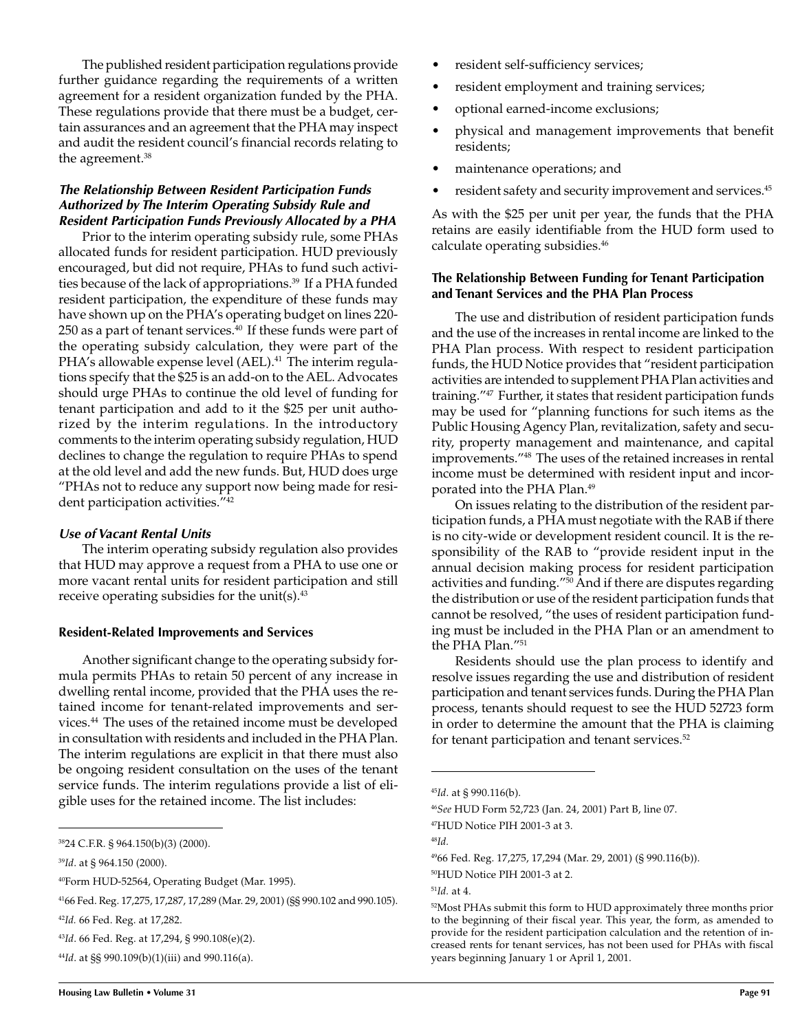The published resident participation regulations provide further guidance regarding the requirements of a written agreement for a resident organization funded by the PHA. These regulations provide that there must be a budget, certain assurances and an agreement that the PHA may inspect and audit the resident council's financial records relating to the agreement.[38]

### *The Relationship Between Resident Participation Funds Authorized by The Interim Operating Subsidy Rule and Resident Participation Funds Previously Allocated by a PHA*

Prior to the interim operating subsidy rule, some PHAs allocated funds for resident participation. HUD previously encouraged, but did not require, PHAs to fund such activities because of the lack of appropriations.[39] If a PHA funded resident participation, the expenditure of these funds may have shown up on the PHA's operating budget on lines 220-250 as a part of tenant services.[40] If these funds were part of the operating subsidy calculation, they were part of the PHA's allowable expense level (AEL).[41] The interim regulations specify that the $25 is an add-on to the AEL. Advocates should urge PHAs to continue the old level of funding for tenant participation and add to it the $25 per unit authorized by the interim regulations. In the introductory comments to the interim operating subsidy regulation, HUD declines to change the regulation to require PHAs to spend at the old level and add the new funds. But, HUD does urge "PHAs not to reduce any support now being made for resident participation activities."[42]

### *Use of Vacant Rental Units*

The interim operating subsidy regulation also provides that HUD may approve a request from a PHA to use one or more vacant rental units for resident participation and still receive operating subsidies for the unit(s).[43]

### Resident-Related Improvements and Services

Another significant change to the operating subsidy formula permits PHAs to retain 50 percent of any increase in dwelling rental income, provided that the PHA uses the retained income for tenant-related improvements and services.[44] The uses of the retained income must be developed in consultation with residents and included in the PHA Plan. The interim regulations are explicit in that there must also be ongoing resident consultation on the uses of the tenant service funds. The interim regulations provide a list of eligible uses for the retained income. The list includes:

- resident self-sufficiency services;
- resident employment and training services;
- optional earned-income exclusions;
- physical and management improvements that benefit residents;
- maintenance operations; and
- resident safety and security improvement and services.[45]

As with the $25 per unit per year, the funds that the PHA retains are easily identifiable from the HUD form used to calculate operating subsidies.[46]

### The Relationship Between Funding for Tenant Participation and Tenant Services and the PHA Plan Process

The use and distribution of resident participation funds and the use of the increases in rental income are linked to the PHA Plan process. With respect to resident participation funds, the HUD Notice provides that "resident participation activities are intended to supplement PHA Plan activities and training."[47] Further, it states that resident participation funds may be used for "planning functions for such items as the Public Housing Agency Plan, revitalization, safety and security, property management and maintenance, and capital improvements."[48] The uses of the retained increases in rental income must be determined with resident input and incorporated into the PHA Plan.[49]

On issues relating to the distribution of the resident participation funds, a PHA must negotiate with the RAB if there is no city-wide or development resident council. It is the responsibility of the RAB to "provide resident input in the annual decision making process for resident participation activities and funding."[50] And if there are disputes regarding the distribution or use of the resident participation funds that cannot be resolved, "the uses of resident participation funding must be included in the PHA Plan or an amendment to the PHA Plan."[51]

Residents should use the plan process to identify and resolve issues regarding the use and distribution of resident participation and tenant services funds. During the PHA Plan process, tenants should request to see the HUD 52723 form in order to determine the amount that the PHA is claiming for tenant participation and tenant services.[52]

---

[38] 24 C.F.R. § 964.150(b)(3) (2000).

[39] *Id*. at § 964.150 (2000).

[40] Form HUD-52564, Operating Budget (Mar. 1995).

[41] 66 Fed. Reg. 17,275, 17,287, 17,289 (Mar. 29, 2001) (§§ 990.102 and 990.105).

[42] *Id.* 66 Fed. Reg. at 17,282.

[43] *Id*. 66 Fed. Reg. at 17,294, § 990.108(e)(2).

[44] *Id*. at §§ 990.109(b)(1)(iii) and 990.116(a).

[45] *Id*. at § 990.116(b).

[46] *See* HUD Form 52,723 (Jan. 24, 2001) Part B, line 07.

[47] HUD Notice PIH 2001-3 at 3.

[48] *Id*.

[49] 66 Fed. Reg. 17,275, 17,294 (Mar. 29, 2001) (§ 990.116(b)).

[50] HUD Notice PIH 2001-3 at 2.

[51] *Id.* at 4.

[52] Most PHAs submit this form to HUD approximately three months prior to the beginning of their fiscal year. This year, the form, as amended to provide for the resident participation calculation and the retention of increased rents for tenant services, has not been used for PHAs with fiscal years beginning January 1 or April 1, 2001.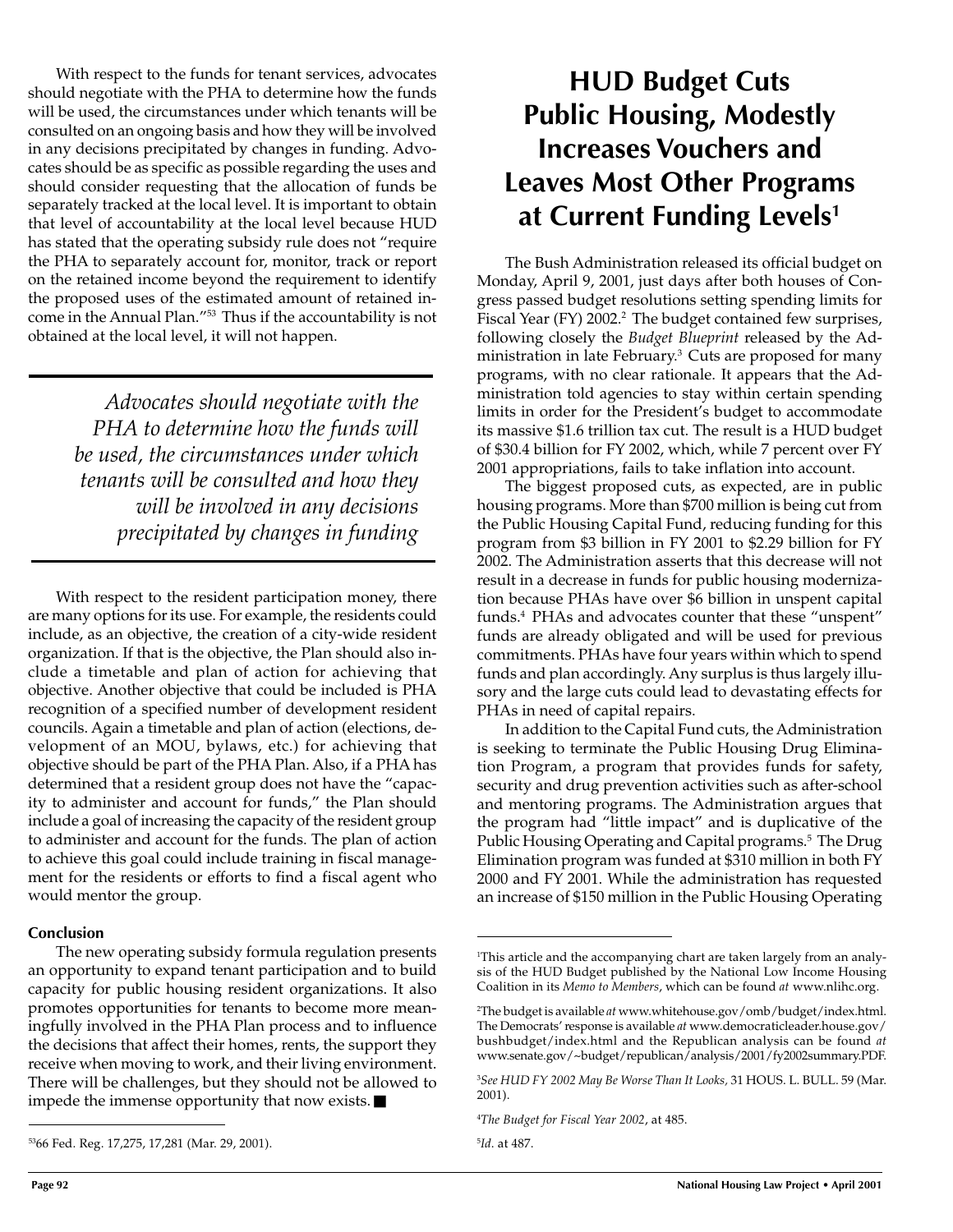With respect to the funds for tenant services, advocates should negotiate with the PHA to determine how the funds will be used, the circumstances under which tenants will be consulted on an ongoing basis and how they will be involved in any decisions precipitated by changes in funding. Advocates should be as specific as possible regarding the uses and should consider requesting that the allocation of funds be separately tracked at the local level. It is important to obtain that level of accountability at the local level because HUD has stated that the operating subsidy rule does not "require the PHA to separately account for, monitor, track or report on the retained income beyond the requirement to identify the proposed uses of the estimated amount of retained income in the Annual Plan."[53] Thus if the accountability is not obtained at the local level, it will not happen.

> *Advocates should negotiate with the PHA to determine how the funds will be used, the circumstances under which tenants will be consulted and how they will be involved in any decisions precipitated by changes in funding*

With respect to the resident participation money, there are many options for its use. For example, the residents could include, as an objective, the creation of a city-wide resident organization. If that is the objective, the Plan should also include a timetable and plan of action for achieving that objective. Another objective that could be included is PHA recognition of a specified number of development resident councils. Again a timetable and plan of action (elections, development of an MOU, bylaws, etc.) for achieving that objective should be part of the PHA Plan. Also, if a PHA has determined that a resident group does not have the "capacity to administer and account for funds," the Plan should include a goal of increasing the capacity of the resident group to administer and account for the funds. The plan of action to achieve this goal could include training in fiscal management for the residents or efforts to find a fiscal agent who would mentor the group.

**Conclusion**

The new operating subsidy formula regulation presents an opportunity to expand tenant participation and to build capacity for public housing resident organizations. It also promotes opportunities for tenants to become more meaningfully involved in the PHA Plan process and to influence the decisions that affect their homes, rents, the support they receive when moving to work, and their living environment. There will be challenges, but they should not be allowed to impede the immense opportunity that now exists. ■

[53] 66 Fed. Reg. 17,275, 17,281 (Mar. 29, 2001).

# HUD Budget Cuts Public Housing, Modestly Increases Vouchers and Leaves Most Other Programs at Current Funding Levels[1]

The Bush Administration released its official budget on Monday, April 9, 2001, just days after both houses of Congress passed budget resolutions setting spending limits for Fiscal Year (FY) 2002.[2] The budget contained few surprises, following closely the *Budget Blueprint* released by the Administration in late February.[3] Cuts are proposed for many programs, with no clear rationale. It appears that the Administration told agencies to stay within certain spending limits in order for the President's budget to accommodate its massive $1.6 trillion tax cut. The result is a HUD budget of $30.4 billion for FY 2002, which, while 7 percent over FY 2001 appropriations, fails to take inflation into account.

The biggest proposed cuts, as expected, are in public housing programs. More than $700 million is being cut from the Public Housing Capital Fund, reducing funding for this program from $3 billion in FY 2001 to $2.29 billion for FY 2002. The Administration asserts that this decrease will not result in a decrease in funds for public housing modernization because PHAs have over $6 billion in unspent capital funds.[4] PHAs and advocates counter that these "unspent" funds are already obligated and will be used for previous commitments. PHAs have four years within which to spend funds and plan accordingly. Any surplus is thus largely illusory and the large cuts could lead to devastating effects for PHAs in need of capital repairs.

In addition to the Capital Fund cuts, the Administration is seeking to terminate the Public Housing Drug Elimination Program, a program that provides funds for safety, security and drug prevention activities such as after-school and mentoring programs. The Administration argues that the program had "little impact" and is duplicative of the Public Housing Operating and Capital programs.[5] The Drug Elimination program was funded at $310 million in both FY 2000 and FY 2001. While the administration has requested an increase of $150 million in the Public Housing Operating

[1] This article and the accompanying chart are taken largely from an analysis of the HUD Budget published by the National Low Income Housing Coalition in its *Memo to Members*, which can be found *at* www.nlihc.org.

[2] The budget is available *at* www.whitehouse.gov/omb/budget/index.html. The Democrats' response is available *at* www.democraticleader.house.gov/bushbudget/index.html and the Republican analysis can be found *at* www.senate.gov/~budget/republican/analysis/2001/fy2002summary.PDF.

[3] *See HUD FY 2002 May Be Worse Than It Looks*, 31 HOUS. L. BULL. 59 (Mar. 2001).

[4] *The Budget for Fiscal Year 2002*, at 485.

[5] *Id*. at 487.